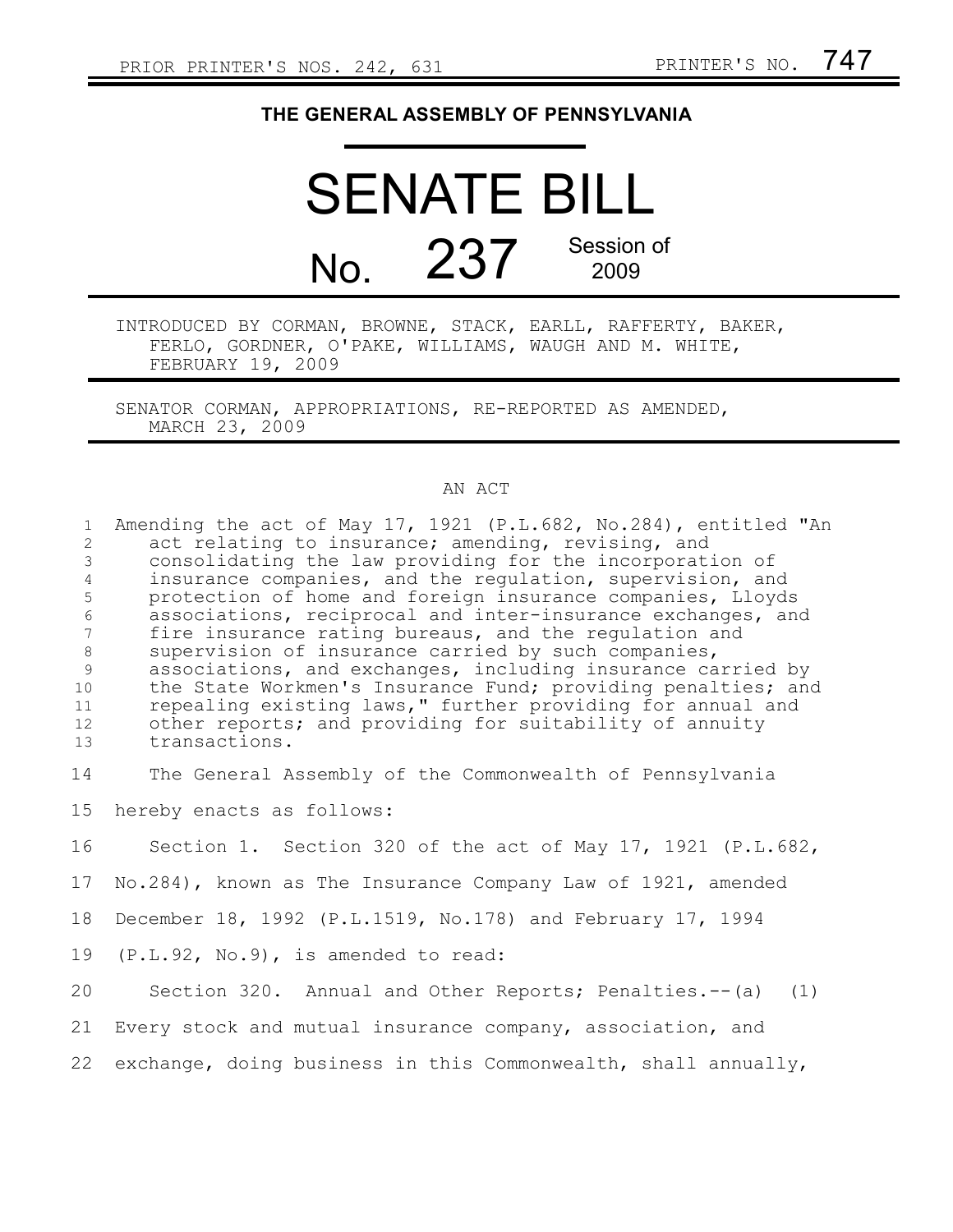PRIOR PRINTER'S NOS. 242, 631 PRINTER'S NO. 747

# THE GENERAL ASSEMBLY OF PENNSYLVANIA

# SENATE BILL

## No. 237 Session of 2009

INTRODUCED BY CORMAN, BROWNE, STACK, EARLL, RAFFERTY, BAKER, FERLO, GORDNER, O'PAKE, WILLIAMS, WAUGH AND M. WHITE, FEBRUARY 19, 2009

SENATOR CORMAN, APPROPRIATIONS, RE-REPORTED AS AMENDED, MARCH 23, 2009

AN ACT

Amending the act of May 17, 1921 (P.L.682, No.284), entitled "An act relating to insurance; amending, revising, and consolidating the law providing for the incorporation of insurance companies, and the regulation, supervision, and protection of home and foreign insurance companies, Lloyds associations, reciprocal and inter-insurance exchanges, and fire insurance rating bureaus, and the regulation and supervision of insurance carried by such companies, associations, and exchanges, including insurance carried by the State Workmen's Insurance Fund; providing penalties; and repealing existing laws," further providing for annual and other reports; and providing for suitability of annuity transactions.

The General Assembly of the Commonwealth of Pennsylvania hereby enacts as follows:

Section 1. Section 320 of the act of May 17, 1921 (P.L.682, No.284), known as The Insurance Company Law of 1921, amended December 18, 1992 (P.L.1519, No.178) and February 17, 1994 (P.L.92, No.9), is amended to read:

Section 320. Annual and Other Reports; Penalties.--(a) (1) Every stock and mutual insurance company, association, and exchange, doing business in this Commonwealth, shall annually,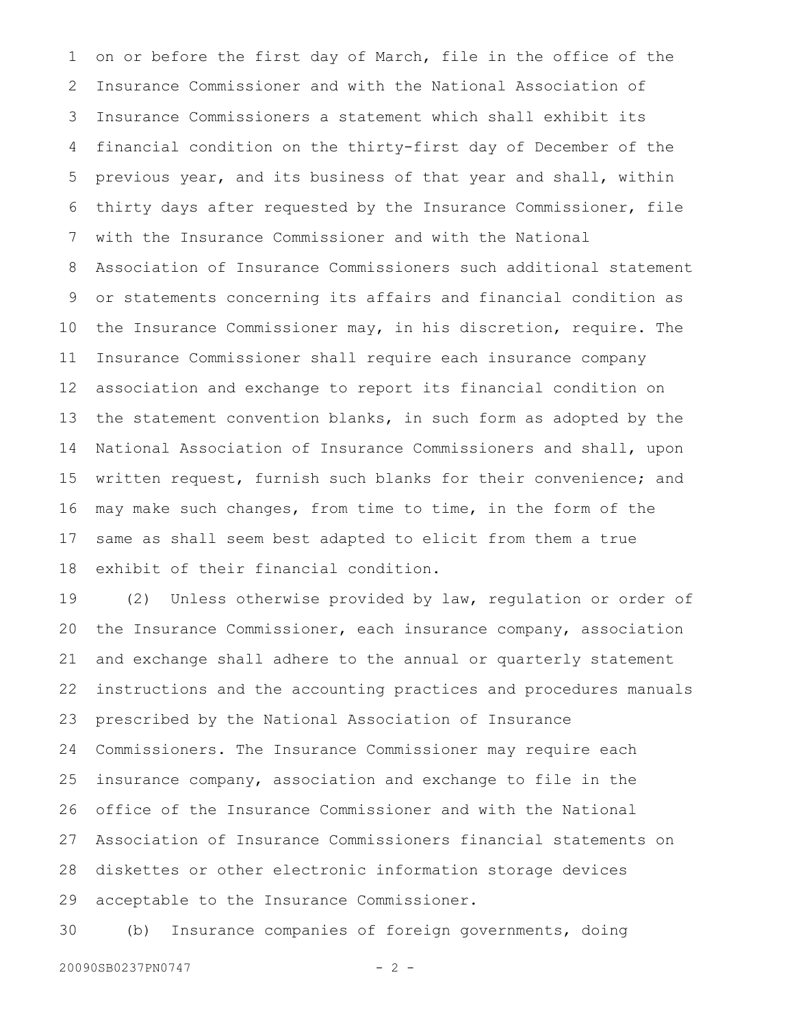on or before the first day of March, file in the office of the Insurance Commissioner and with the National Association of Insurance Commissioners a statement which shall exhibit its financial condition on the thirty-first day of December of the previous year, and its business of that year and shall, within thirty days after requested by the Insurance Commissioner, file with the Insurance Commissioner and with the National Association of Insurance Commissioners such additional statement or statements concerning its affairs and financial condition as the Insurance Commissioner may, in his discretion, require. The Insurance Commissioner shall require each insurance company association and exchange to report its financial condition on the statement convention blanks, in such form as adopted by the National Association of Insurance Commissioners and shall, upon written request, furnish such blanks for their convenience; and may make such changes, from time to time, in the form of the same as shall seem best adapted to elicit from them a true exhibit of their financial condition.

(2) Unless otherwise provided by law, regulation or order of the Insurance Commissioner, each insurance company, association and exchange shall adhere to the annual or quarterly statement instructions and the accounting practices and procedures manuals prescribed by the National Association of Insurance Commissioners. The Insurance Commissioner may require each insurance company, association and exchange to file in the office of the Insurance Commissioner and with the National Association of Insurance Commissioners financial statements on diskettes or other electronic information storage devices acceptable to the Insurance Commissioner.

(b) Insurance companies of foreign governments, doing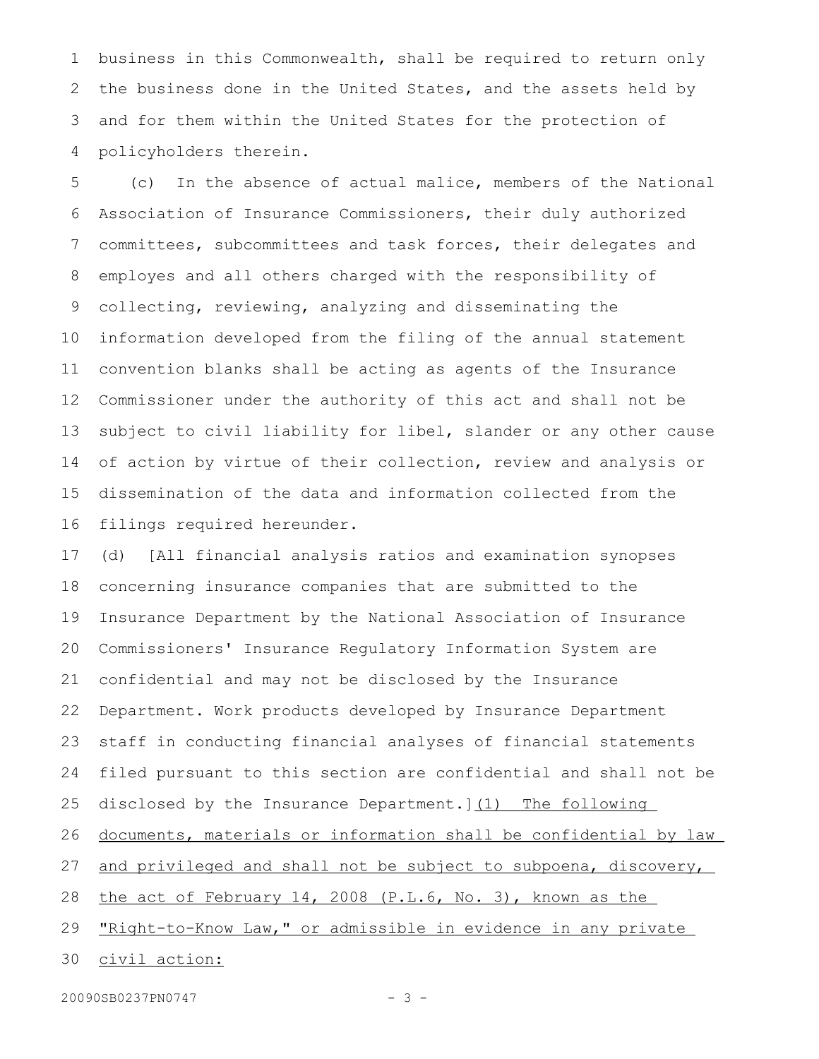business in this Commonwealth, shall be required to return only the business done in the United States, and the assets held by and for them within the United States for the protection of policyholders therein.

(c) In the absence of actual malice, members of the National Association of Insurance Commissioners, their duly authorized committees, subcommittees and task forces, their delegates and employes and all others charged with the responsibility of collecting, reviewing, analyzing and disseminating the information developed from the filing of the annual statement convention blanks shall be acting as agents of the Insurance Commissioner under the authority of this act and shall not be subject to civil liability for libel, slander or any other cause of action by virtue of their collection, review and analysis or dissemination of the data and information collected from the filings required hereunder.

(d) [All financial analysis ratios and examination synopses concerning insurance companies that are submitted to the Insurance Department by the National Association of Insurance Commissioners' Insurance Regulatory Information System are confidential and may not be disclosed by the Insurance Department. Work products developed by Insurance Department staff in conducting financial analyses of financial statements filed pursuant to this section are confidential and shall not be disclosed by the Insurance Department.] <u>(1) The following documents, materials or information shall be confidential by law and privileged and shall not be subject to subpoena, discovery, the act of February 14, 2008 (P.L.6, No. 3), known as the "Right-to-Know Law," or admissible in evidence in any private civil action:</u>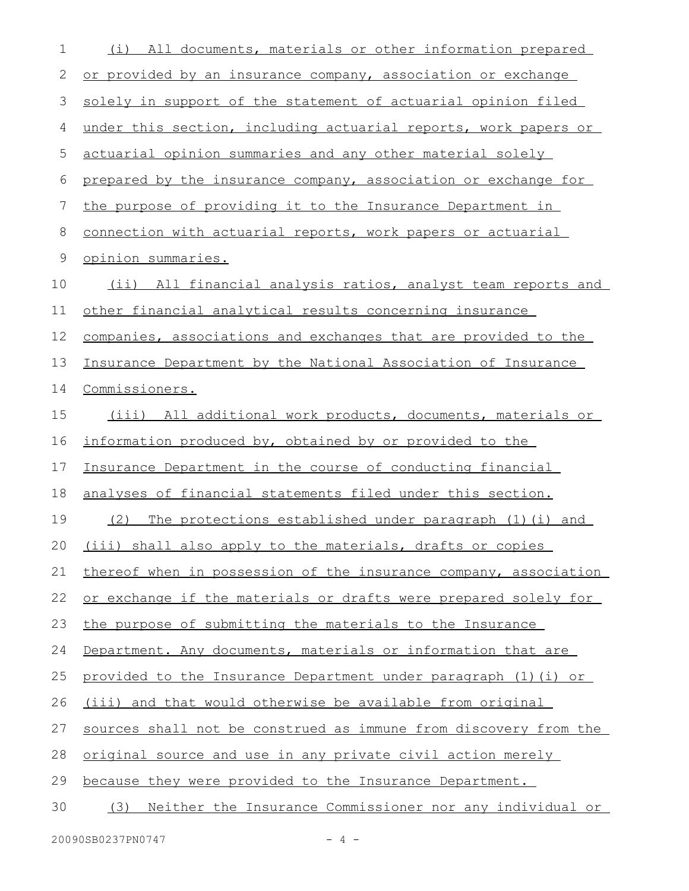(i) All documents, materials or other information prepared or provided by an insurance company, association or exchange solely in support of the statement of actuarial opinion filed under this section, including actuarial reports, work papers or actuarial opinion summaries and any other material solely prepared by the insurance company, association or exchange for the purpose of providing it to the Insurance Department in connection with actuarial reports, work papers or actuarial opinion summaries.

(ii) All financial analysis ratios, analyst team reports and other financial analytical results concerning insurance companies, associations and exchanges that are provided to the Insurance Department by the National Association of Insurance Commissioners.

(iii) All additional work products, documents, materials or information produced by, obtained by or provided to the Insurance Department in the course of conducting financial analyses of financial statements filed under this section.

(2) The protections established under paragraph (1)(i) and (iii) shall also apply to the materials, drafts or copies thereof when in possession of the insurance company, association or exchange if the materials or drafts were prepared solely for the purpose of submitting the materials to the Insurance Department. Any documents, materials or information that are provided to the Insurance Department under paragraph (1)(i) or (iii) and that would otherwise be available from original sources shall not be construed as immune from discovery from the original source and use in any private civil action merely because they were provided to the Insurance Department.

(3) Neither the Insurance Commissioner nor any individual or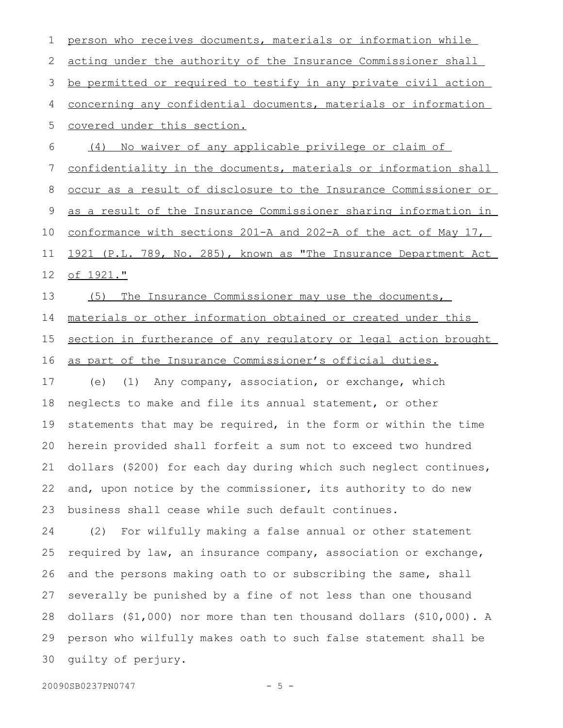person who receives documents, materials or information while acting under the authority of the Insurance Commissioner shall be permitted or required to testify in any private civil action concerning any confidential documents, materials or information covered under this section.

(4) No waiver of any applicable privilege or claim of confidentiality in the documents, materials or information shall occur as a result of disclosure to the Insurance Commissioner or as a result of the Insurance Commissioner sharing information in conformance with sections 201-A and 202-A of the act of May 17, 1921 (P.L. 789, No. 285), known as "The Insurance Department Act of 1921."

(5) The Insurance Commissioner may use the documents, materials or other information obtained or created under this section in furtherance of any regulatory or legal action brought as part of the Insurance Commissioner's official duties.

(e) (1) Any company, association, or exchange, which neglects to make and file its annual statement, or other statements that may be required, in the form or within the time herein provided shall forfeit a sum not to exceed two hundred dollars ($200) for each day during which such neglect continues, and, upon notice by the commissioner, its authority to do new business shall cease while such default continues.

(2) For wilfully making a false annual or other statement required by law, an insurance company, association or exchange, and the persons making oath to or subscribing the same, shall severally be punished by a fine of not less than one thousand dollars ($1,000) nor more than ten thousand dollars ($10,000). A person who wilfully makes oath to such false statement shall be guilty of perjury.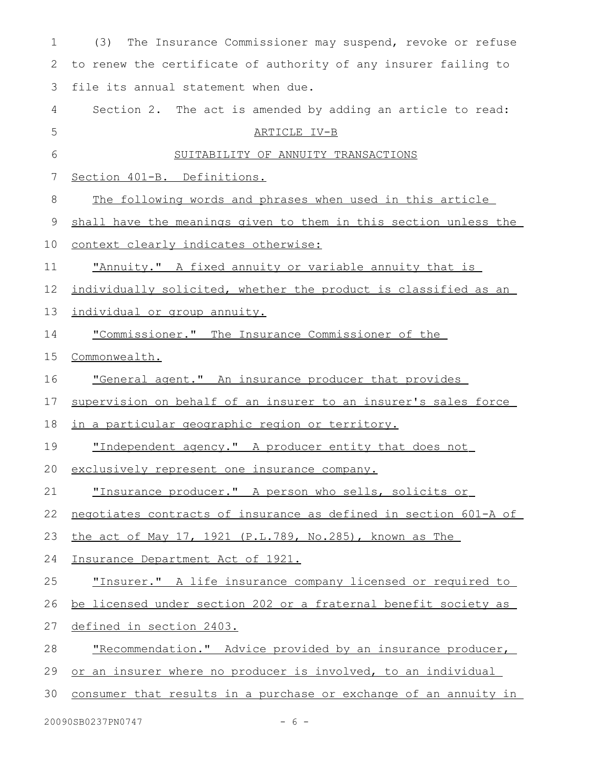(3) The Insurance Commissioner may suspend, revoke or refuse to renew the certificate of authority of any insurer failing to file its annual statement when due.

Section 2. The act is amended by adding an article to read:

ARTICLE IV-B

SUITABILITY OF ANNUITY TRANSACTIONS

Section 401-B. Definitions.

The following words and phrases when used in this article shall have the meanings given to them in this section unless the context clearly indicates otherwise:

"Annuity." A fixed annuity or variable annuity that is individually solicited, whether the product is classified as an individual or group annuity.

"Commissioner." The Insurance Commissioner of the Commonwealth.

"General agent." An insurance producer that provides supervision on behalf of an insurer to an insurer's sales force in a particular geographic region or territory.

"Independent agency." A producer entity that does not exclusively represent one insurance company.

"Insurance producer." A person who sells, solicits or negotiates contracts of insurance as defined in section 601-A of the act of May 17, 1921 (P.L.789, No.285), known as The Insurance Department Act of 1921.

"Insurer." A life insurance company licensed or required to be licensed under section 202 or a fraternal benefit society as defined in section 2403.

"Recommendation." Advice provided by an insurance producer, or an insurer where no producer is involved, to an individual consumer that results in a purchase or exchange of an annuity in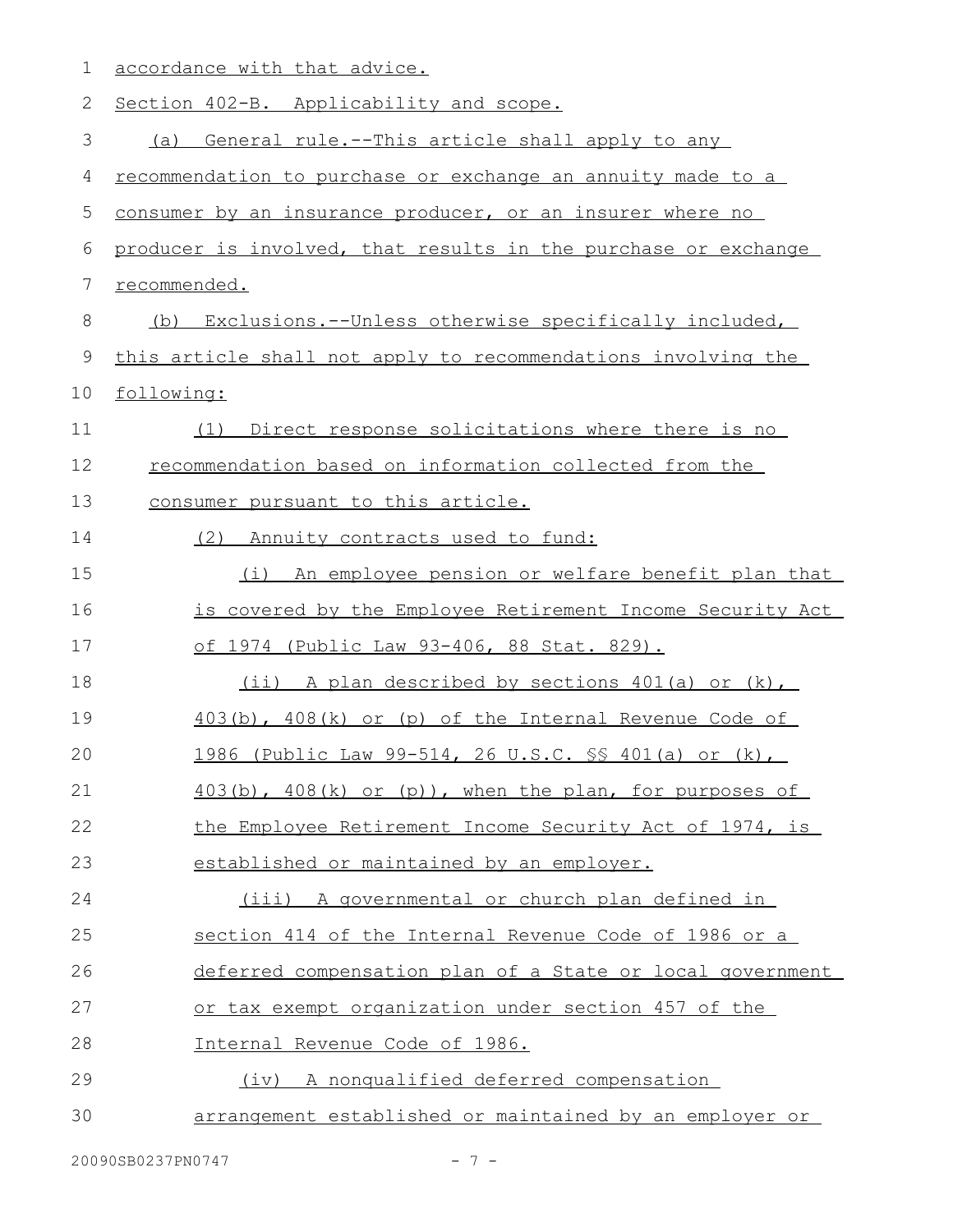accordance with that advice.

Section 402-B. Applicability and scope.

(a) General rule.--This article shall apply to any recommendation to purchase or exchange an annuity made to a consumer by an insurance producer, or an insurer where no producer is involved, that results in the purchase or exchange recommended.

(b) Exclusions.--Unless otherwise specifically included, this article shall not apply to recommendations involving the following:

(1) Direct response solicitations where there is no recommendation based on information collected from the consumer pursuant to this article.

(2) Annuity contracts used to fund:

(i) An employee pension or welfare benefit plan that is covered by the Employee Retirement Income Security Act of 1974 (Public Law 93-406, 88 Stat. 829).

(ii) A plan described by sections 401(a) or (k), 403(b), 408(k) or (p) of the Internal Revenue Code of 1986 (Public Law 99-514, 26 U.S.C. §§ 401(a) or (k), 403(b), 408(k) or (p)), when the plan, for purposes of the Employee Retirement Income Security Act of 1974, is established or maintained by an employer.

(iii) A governmental or church plan defined in section 414 of the Internal Revenue Code of 1986 or a deferred compensation plan of a State or local government or tax exempt organization under section 457 of the Internal Revenue Code of 1986.

(iv) A nonqualified deferred compensation arrangement established or maintained by an employer or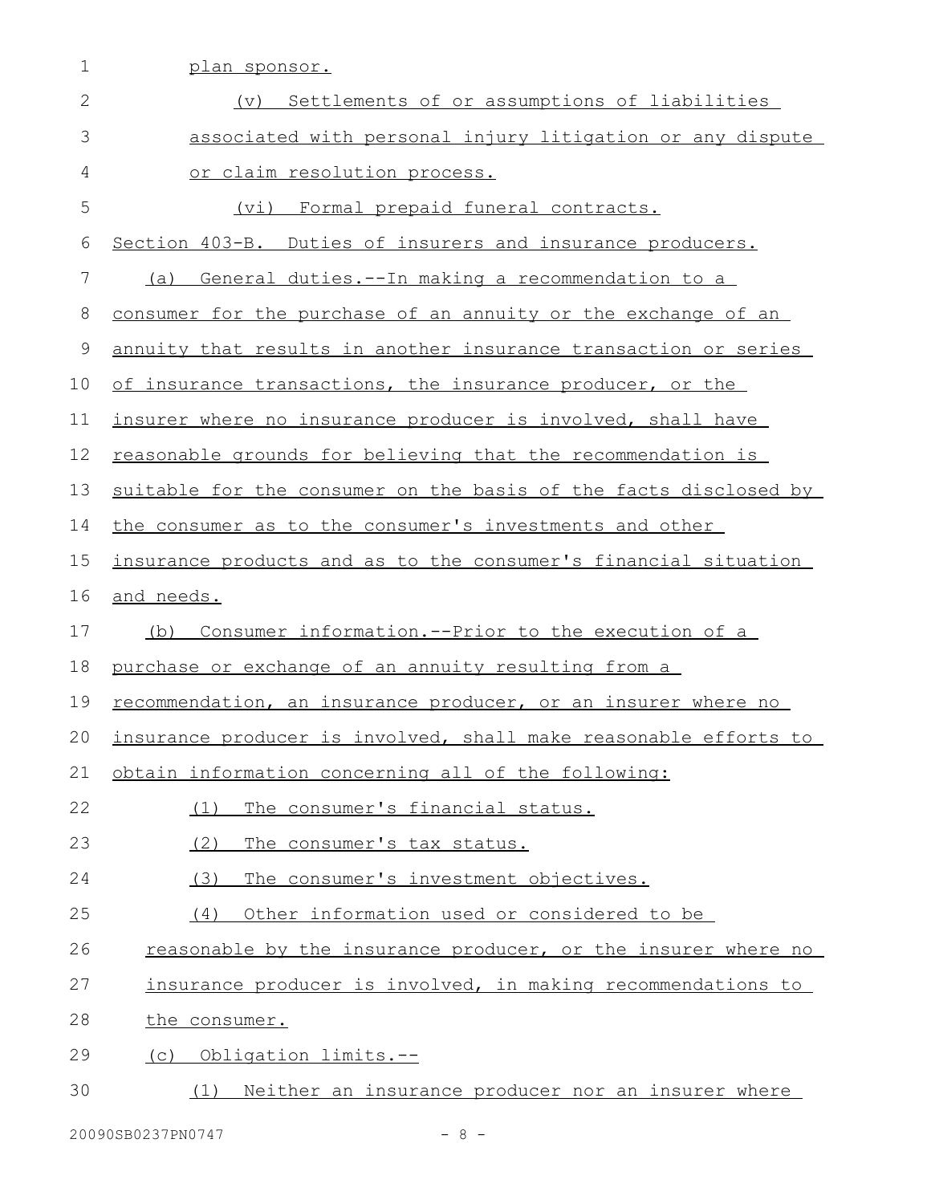plan sponsor.

(v) Settlements of or assumptions of liabilities associated with personal injury litigation or any dispute or claim resolution process.

(vi) Formal prepaid funeral contracts.

Section 403-B. Duties of insurers and insurance producers.

(a) General duties.--In making a recommendation to a consumer for the purchase of an annuity or the exchange of an annuity that results in another insurance transaction or series of insurance transactions, the insurance producer, or the insurer where no insurance producer is involved, shall have reasonable grounds for believing that the recommendation is suitable for the consumer on the basis of the facts disclosed by the consumer as to the consumer's investments and other insurance products and as to the consumer's financial situation and needs.

(b) Consumer information.--Prior to the execution of a purchase or exchange of an annuity resulting from a recommendation, an insurance producer, or an insurer where no insurance producer is involved, shall make reasonable efforts to obtain information concerning all of the following:

(1) The consumer's financial status.

(2) The consumer's tax status.

(3) The consumer's investment objectives.

(4) Other information used or considered to be reasonable by the insurance producer, or the insurer where no insurance producer is involved, in making recommendations to the consumer.

(c) Obligation limits.--

(1) Neither an insurance producer nor an insurer where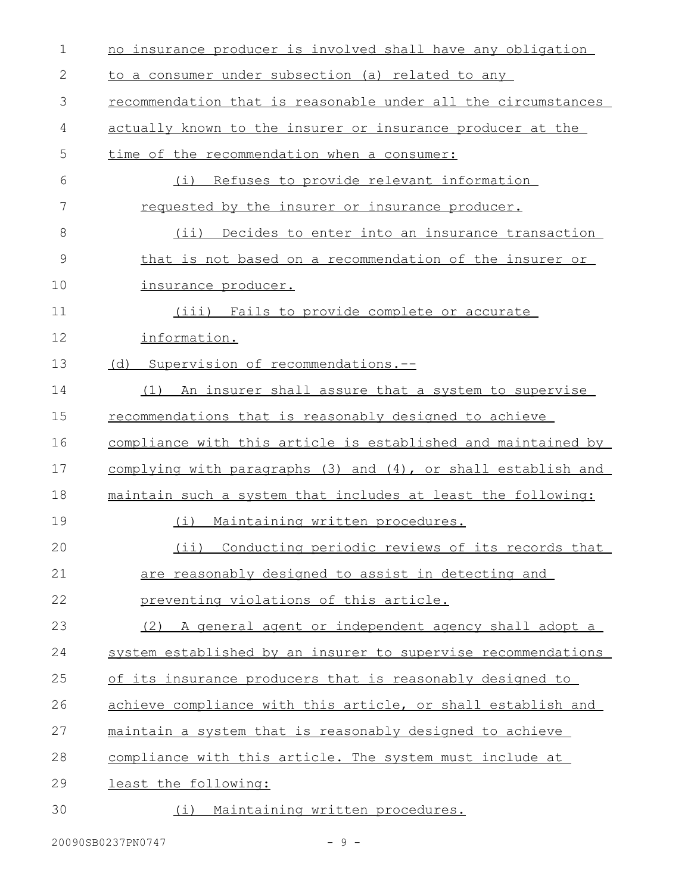no insurance producer is involved shall have any obligation to a consumer under subsection (a) related to any recommendation that is reasonable under all the circumstances actually known to the insurer or insurance producer at the time of the recommendation when a consumer:

(i) Refuses to provide relevant information requested by the insurer or insurance producer.

(ii) Decides to enter into an insurance transaction that is not based on a recommendation of the insurer or insurance producer.

(iii) Fails to provide complete or accurate information.

(d) Supervision of recommendations.--

(1) An insurer shall assure that a system to supervise recommendations that is reasonably designed to achieve compliance with this article is established and maintained by complying with paragraphs (3) and (4), or shall establish and maintain such a system that includes at least the following:

(i) Maintaining written procedures.

(ii) Conducting periodic reviews of its records that are reasonably designed to assist in detecting and preventing violations of this article.

(2) A general agent or independent agency shall adopt a system established by an insurer to supervise recommendations of its insurance producers that is reasonably designed to achieve compliance with this article, or shall establish and maintain a system that is reasonably designed to achieve compliance with this article. The system must include at least the following:

(i) Maintaining written procedures.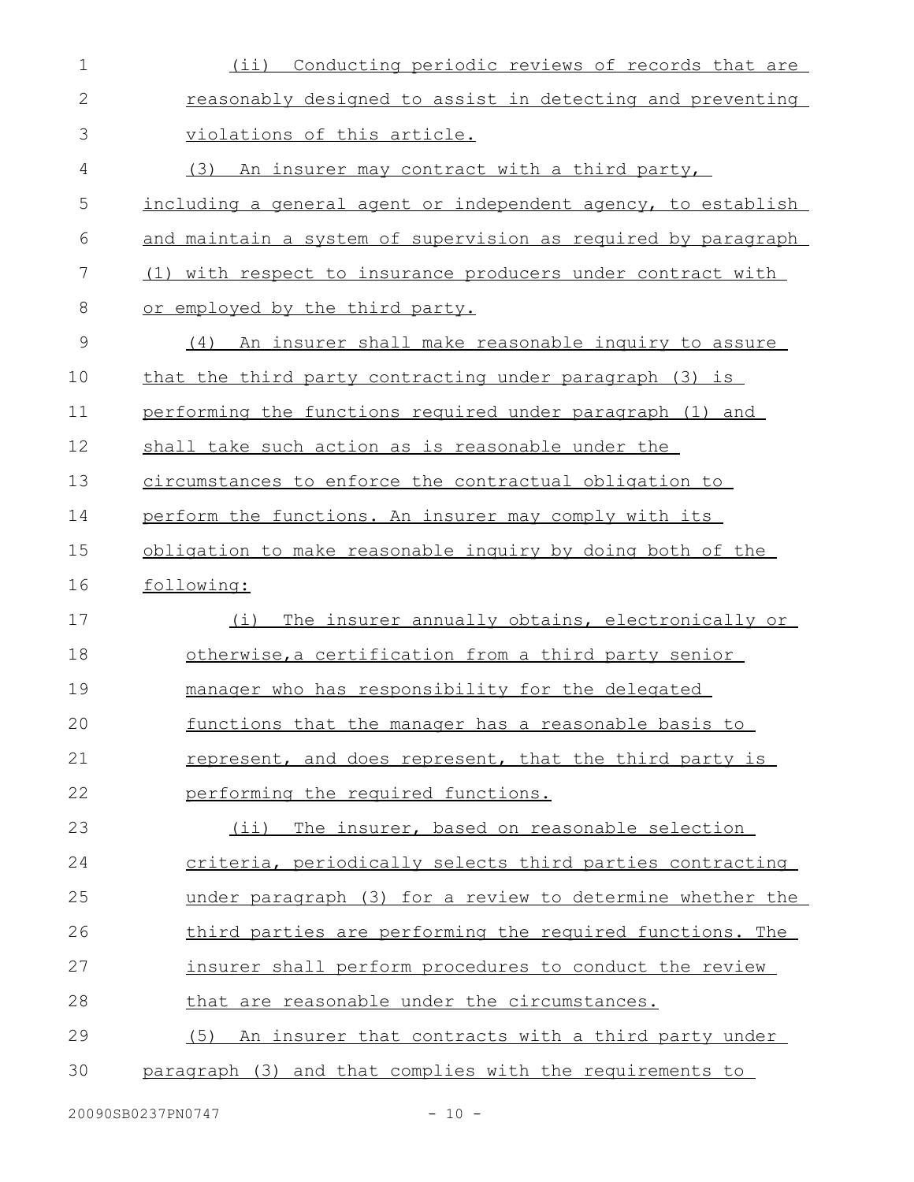(ii) Conducting periodic reviews of records that are reasonably designed to assist in detecting and preventing violations of this article.

(3) An insurer may contract with a third party, including a general agent or independent agency, to establish and maintain a system of supervision as required by paragraph (1) with respect to insurance producers under contract with or employed by the third party.

(4) An insurer shall make reasonable inquiry to assure that the third party contracting under paragraph (3) is performing the functions required under paragraph (1) and shall take such action as is reasonable under the circumstances to enforce the contractual obligation to perform the functions. An insurer may comply with its obligation to make reasonable inquiry by doing both of the following:

(i) The insurer annually obtains, electronically or otherwise,a certification from a third party senior manager who has responsibility for the delegated functions that the manager has a reasonable basis to represent, and does represent, that the third party is performing the required functions.

(ii) The insurer, based on reasonable selection criteria, periodically selects third parties contracting under paragraph (3) for a review to determine whether the third parties are performing the required functions. The insurer shall perform procedures to conduct the review that are reasonable under the circumstances.

(5) An insurer that contracts with a third party under paragraph (3) and that complies with the requirements to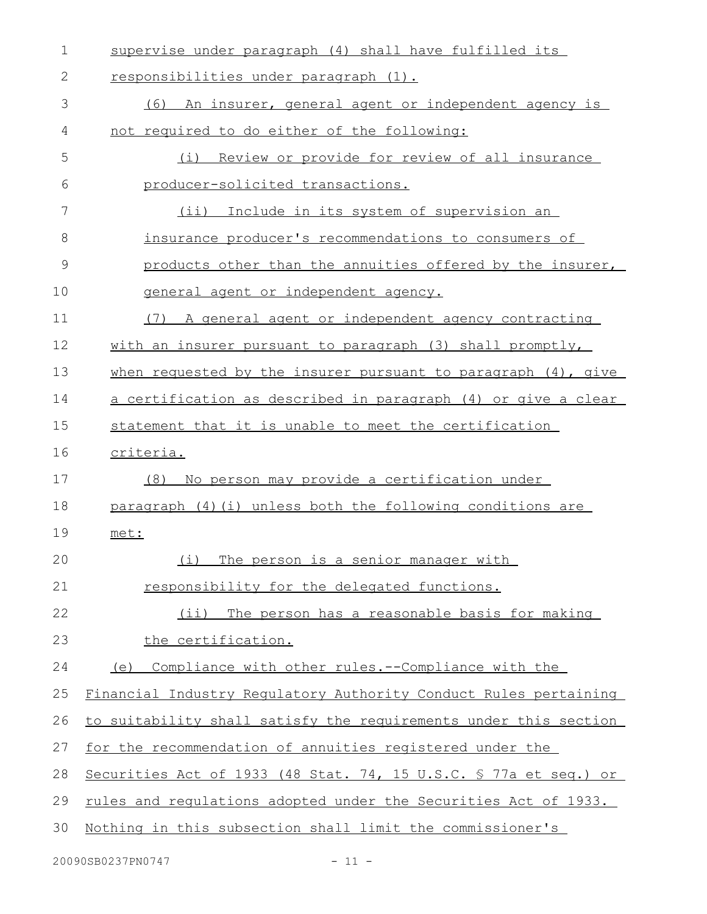supervise under paragraph (4) shall have fulfilled its responsibilities under paragraph (1).

(6) An insurer, general agent or independent agency is not required to do either of the following:

(i) Review or provide for review of all insurance producer-solicited transactions.

(ii) Include in its system of supervision an insurance producer's recommendations to consumers of products other than the annuities offered by the insurer, general agent or independent agency.

(7) A general agent or independent agency contracting with an insurer pursuant to paragraph (3) shall promptly, when requested by the insurer pursuant to paragraph (4), give a certification as described in paragraph (4) or give a clear statement that it is unable to meet the certification criteria.

(8) No person may provide a certification under paragraph (4)(i) unless both the following conditions are met:

(i) The person is a senior manager with responsibility for the delegated functions.

(ii) The person has a reasonable basis for making the certification.

(e) Compliance with other rules.--Compliance with the Financial Industry Regulatory Authority Conduct Rules pertaining to suitability shall satisfy the requirements under this section for the recommendation of annuities registered under the Securities Act of 1933 (48 Stat. 74, 15 U.S.C. § 77a et seq.) or rules and regulations adopted under the Securities Act of 1933. Nothing in this subsection shall limit the commissioner's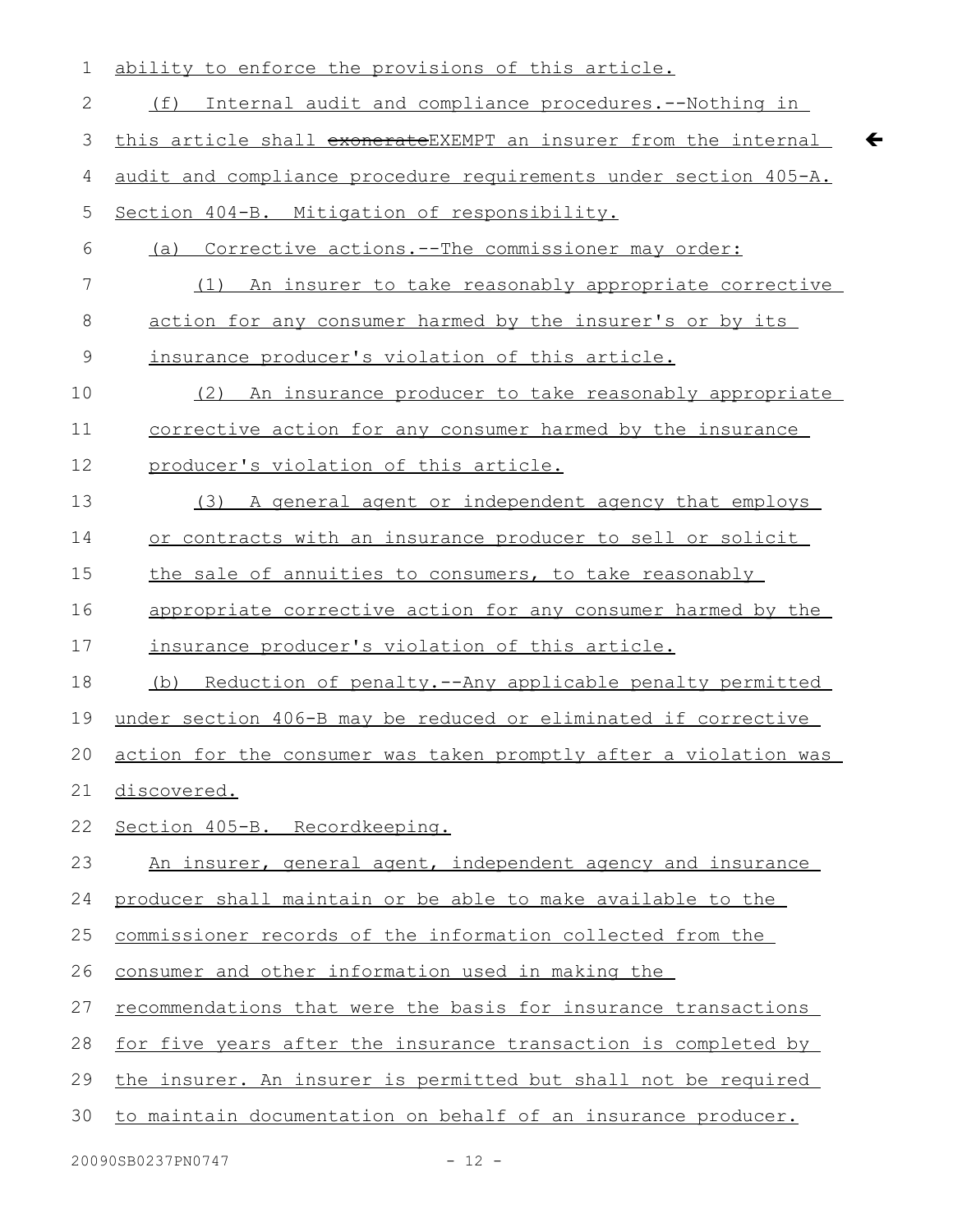ability to enforce the provisions of this article.

(f) Internal audit and compliance procedures.--Nothing in this article shall ~~exonerate~~EXEMPT an insurer from the internal audit and compliance procedure requirements under section 405-A.

Section 404-B. Mitigation of responsibility.

(a) Corrective actions.--The commissioner may order:

(1) An insurer to take reasonably appropriate corrective action for any consumer harmed by the insurer's or by its insurance producer's violation of this article.

(2) An insurance producer to take reasonably appropriate corrective action for any consumer harmed by the insurance producer's violation of this article.

(3) A general agent or independent agency that employs or contracts with an insurance producer to sell or solicit the sale of annuities to consumers, to take reasonably appropriate corrective action for any consumer harmed by the insurance producer's violation of this article.

(b) Reduction of penalty.--Any applicable penalty permitted under section 406-B may be reduced or eliminated if corrective action for the consumer was taken promptly after a violation was discovered.

Section 405-B. Recordkeeping.

An insurer, general agent, independent agency and insurance producer shall maintain or be able to make available to the commissioner records of the information collected from the consumer and other information used in making the recommendations that were the basis for insurance transactions for five years after the insurance transaction is completed by the insurer. An insurer is permitted but shall not be required to maintain documentation on behalf of an insurance producer.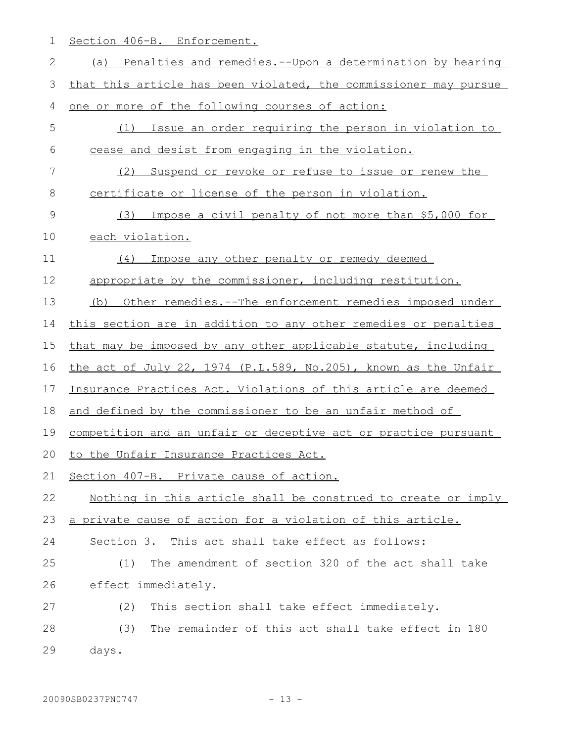Section 406-B. Enforcement.

(a) Penalties and remedies.--Upon a determination by hearing that this article has been violated, the commissioner may pursue one or more of the following courses of action:

(1) Issue an order requiring the person in violation to cease and desist from engaging in the violation.

(2) Suspend or revoke or refuse to issue or renew the certificate or license of the person in violation.

(3) Impose a civil penalty of not more than $5,000 for each violation.

(4) Impose any other penalty or remedy deemed appropriate by the commissioner, including restitution.

(b) Other remedies.--The enforcement remedies imposed under this section are in addition to any other remedies or penalties that may be imposed by any other applicable statute, including the act of July 22, 1974 (P.L.589, No.205), known as the Unfair Insurance Practices Act. Violations of this article are deemed and defined by the commissioner to be an unfair method of competition and an unfair or deceptive act or practice pursuant to the Unfair Insurance Practices Act.

Section 407-B. Private cause of action.

Nothing in this article shall be construed to create or imply a private cause of action for a violation of this article.

Section 3. This act shall take effect as follows:

(1) The amendment of section 320 of the act shall take effect immediately.

(2) This section shall take effect immediately.

(3) The remainder of this act shall take effect in 180 days.